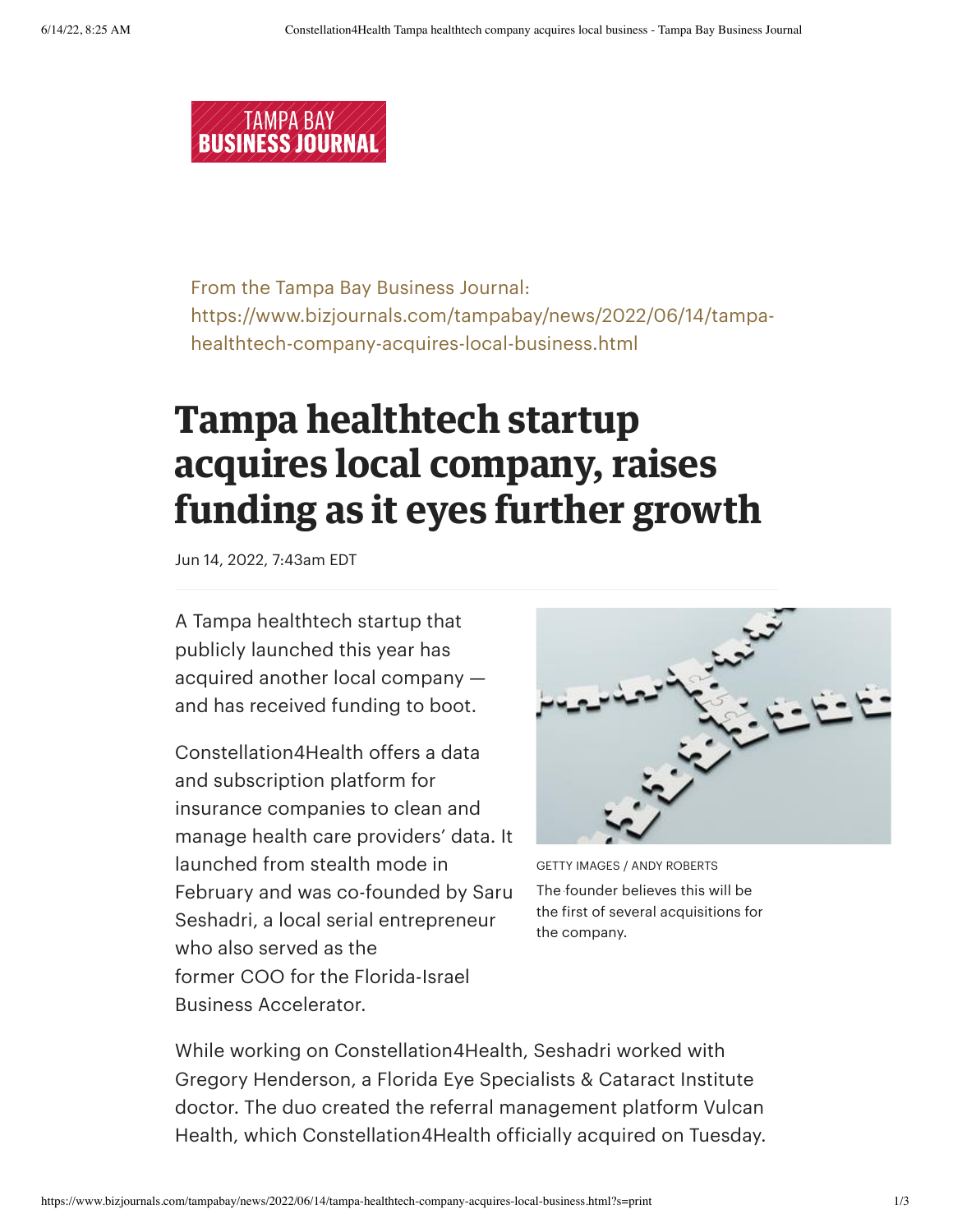![Tampa Bay Business Journal]

From the Tampa Bay Business Journal:
https://www.bizjournals.com/tampabay/news/2022/06/14/tampa-healthtech-company-acquires-local-business.html

# Tampa healthtech startup acquires local company, raises funding as it eyes further growth

Jun 14, 2022, 7:43am EDT

A Tampa healthtech startup that publicly launched this year has acquired another local company — and has received funding to boot.

GETTY IMAGES / ANDY ROBERTS

The founder believes this will be the first of several acquisitions for the company.

Constellation4Health offers a data and subscription platform for insurance companies to clean and manage health care providers' data. It launched from stealth mode in February and was co-founded by Saru Seshadri, a local serial entrepreneur who also served as the former COO for the Florida-Israel Business Accelerator.

While working on Constellation4Health, Seshadri worked with Gregory Henderson, a Florida Eye Specialists & Cataract Institute doctor. The duo created the referral management platform Vulcan Health, which Constellation4Health officially acquired on Tuesday.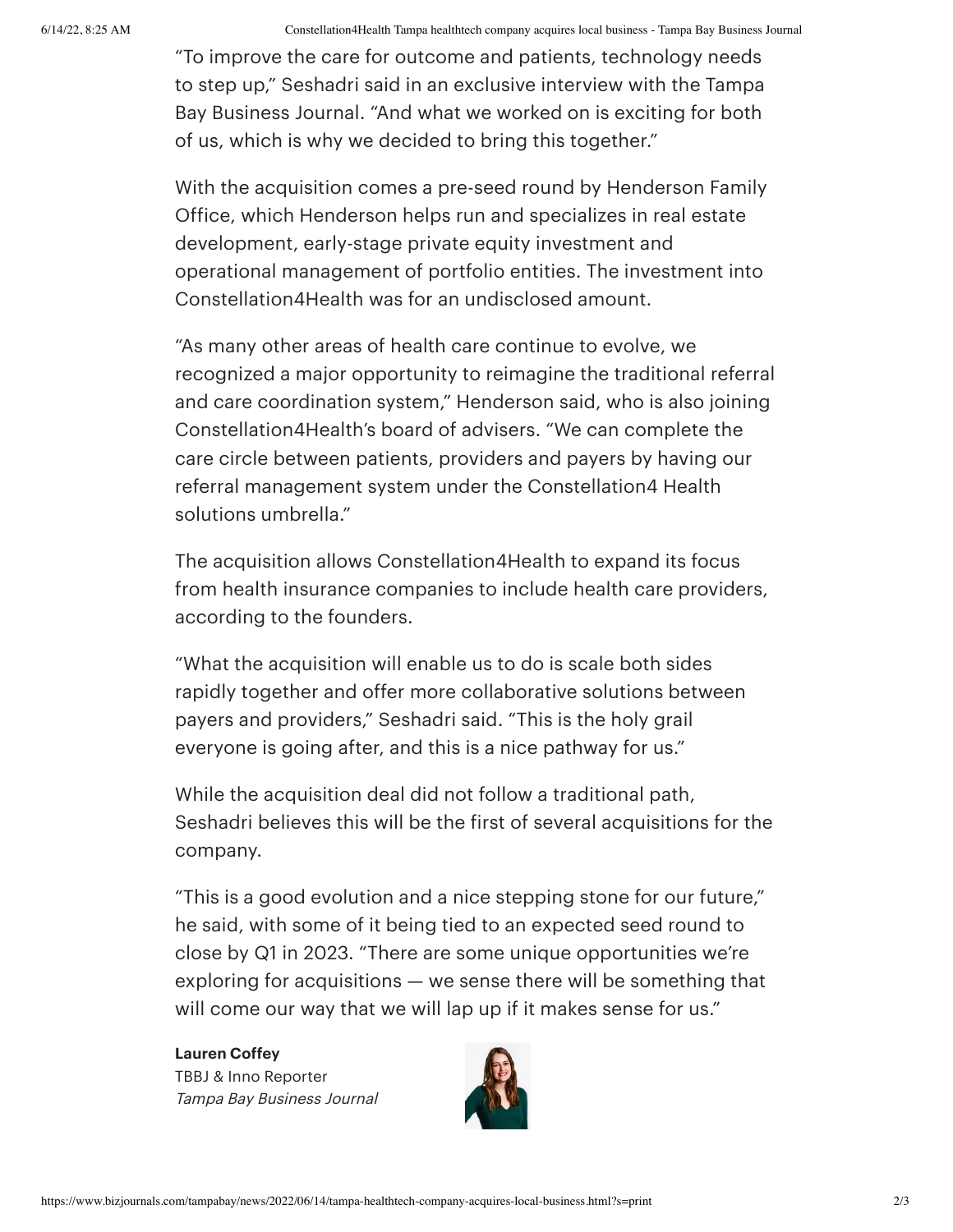“To improve the care for outcome and patients, technology needs to step up,” Seshadri said in an exclusive interview with the Tampa Bay Business Journal. “And what we worked on is exciting for both of us, which is why we decided to bring this together.”

With the acquisition comes a pre-seed round by Henderson Family Office, which Henderson helps run and specializes in real estate development, early-stage private equity investment and operational management of portfolio entities. The investment into Constellation4Health was for an undisclosed amount.

“As many other areas of health care continue to evolve, we recognized a major opportunity to reimagine the traditional referral and care coordination system,” Henderson said, who is also joining Constellation4Health’s board of advisers. “We can complete the care circle between patients, providers and payers by having our referral management system under the Constellation4 Health solutions umbrella.”

The acquisition allows Constellation4Health to expand its focus from health insurance companies to include health care providers, according to the founders.

“What the acquisition will enable us to do is scale both sides rapidly together and offer more collaborative solutions between payers and providers,” Seshadri said. “This is the holy grail everyone is going after, and this is a nice pathway for us.”

While the acquisition deal did not follow a traditional path, Seshadri believes this will be the first of several acquisitions for the company.

“This is a good evolution and a nice stepping stone for our future,” he said, with some of it being tied to an expected seed round to close by Q1 in 2023. “There are some unique opportunities we’re exploring for acquisitions — we sense there will be something that will come our way that we will lap up if it makes sense for us.”

**Lauren Coffey**
TBBJ & Inno Reporter
*Tampa Bay Business Journal*